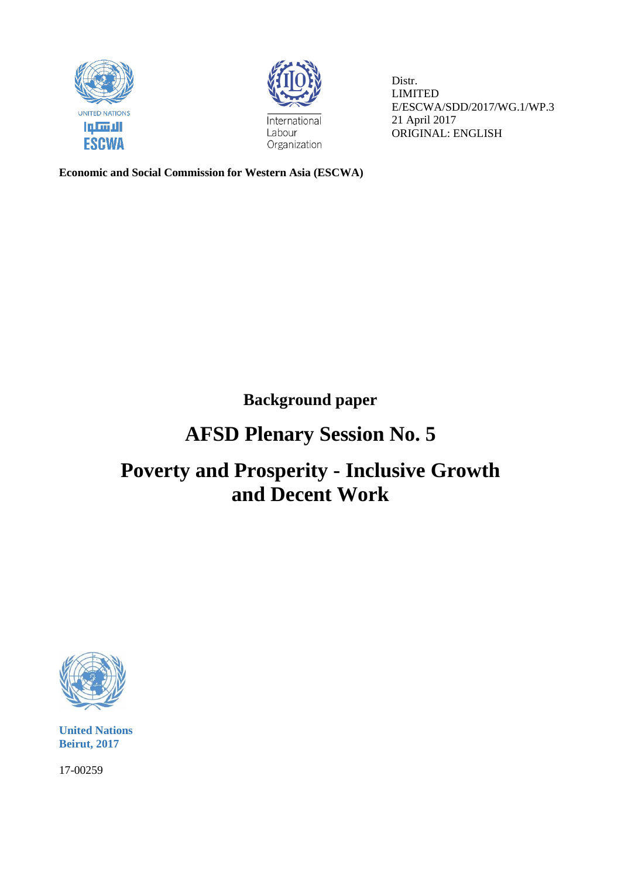UNITED NATIONS

الاسكوا

ESCWA

International Labour Organization

Distr.
LIMITED
E/ESCWA/SDD/2017/WG.1/WP.3
21 April 2017
ORIGINAL: ENGLISH

**Economic and Social Commission for Western Asia (ESCWA)**

**Background paper**

# AFSD Plenary Session No. 5

# Poverty and Prosperity - Inclusive Growth and Decent Work

**United Nations**
**Beirut, 2017**

17-00259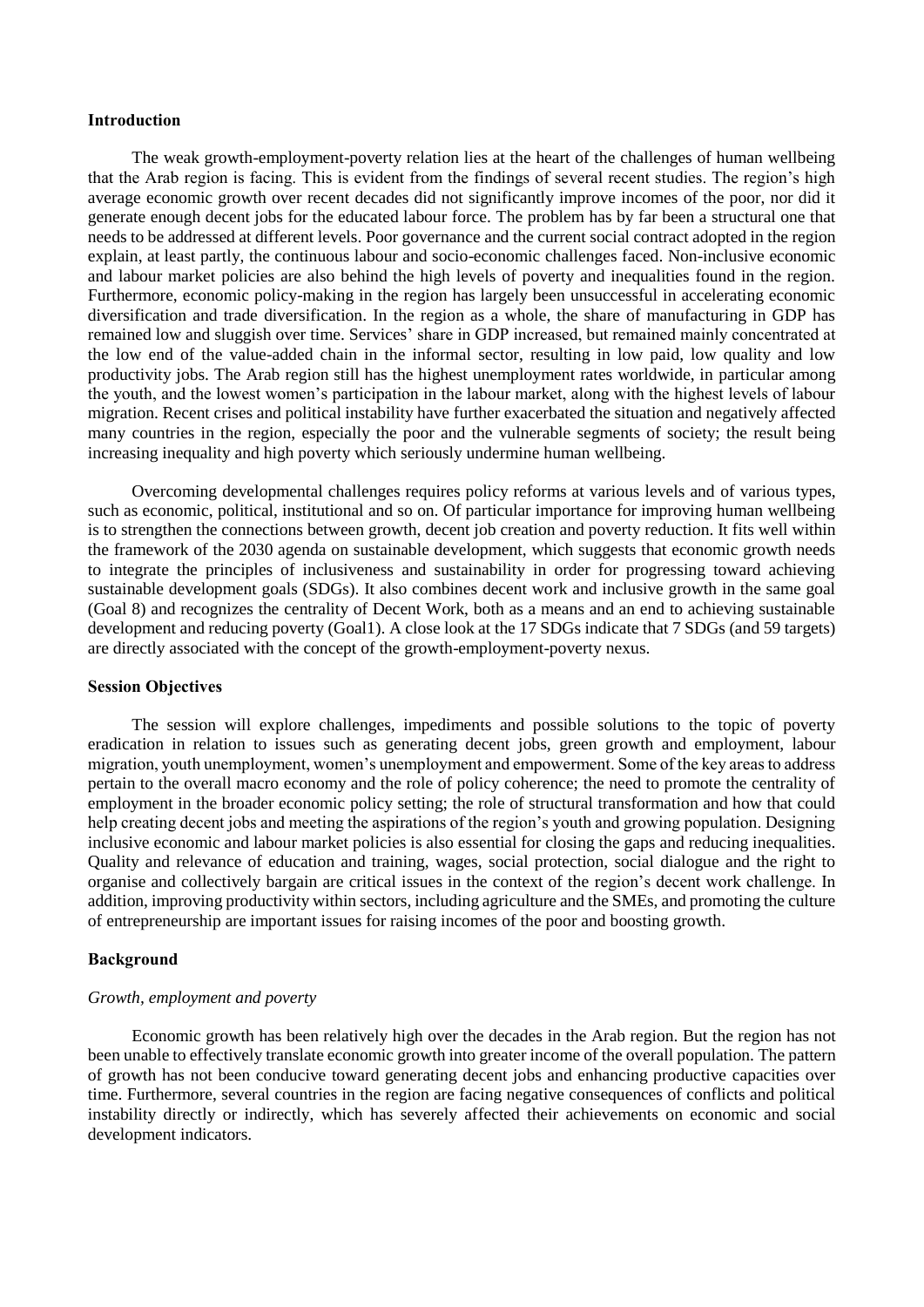## Introduction

The weak growth-employment-poverty relation lies at the heart of the challenges of human wellbeing that the Arab region is facing. This is evident from the findings of several recent studies. The region's high average economic growth over recent decades did not significantly improve incomes of the poor, nor did it generate enough decent jobs for the educated labour force. The problem has by far been a structural one that needs to be addressed at different levels. Poor governance and the current social contract adopted in the region explain, at least partly, the continuous labour and socio-economic challenges faced. Non-inclusive economic and labour market policies are also behind the high levels of poverty and inequalities found in the region. Furthermore, economic policy-making in the region has largely been unsuccessful in accelerating economic diversification and trade diversification. In the region as a whole, the share of manufacturing in GDP has remained low and sluggish over time. Services' share in GDP increased, but remained mainly concentrated at the low end of the value-added chain in the informal sector, resulting in low paid, low quality and low productivity jobs. The Arab region still has the highest unemployment rates worldwide, in particular among the youth, and the lowest women's participation in the labour market, along with the highest levels of labour migration. Recent crises and political instability have further exacerbated the situation and negatively affected many countries in the region, especially the poor and the vulnerable segments of society; the result being increasing inequality and high poverty which seriously undermine human wellbeing.

Overcoming developmental challenges requires policy reforms at various levels and of various types, such as economic, political, institutional and so on. Of particular importance for improving human wellbeing is to strengthen the connections between growth, decent job creation and poverty reduction. It fits well within the framework of the 2030 agenda on sustainable development, which suggests that economic growth needs to integrate the principles of inclusiveness and sustainability in order for progressing toward achieving sustainable development goals (SDGs). It also combines decent work and inclusive growth in the same goal (Goal 8) and recognizes the centrality of Decent Work, both as a means and an end to achieving sustainable development and reducing poverty (Goal1). A close look at the 17 SDGs indicate that 7 SDGs (and 59 targets) are directly associated with the concept of the growth-employment-poverty nexus.

## Session Objectives

The session will explore challenges, impediments and possible solutions to the topic of poverty eradication in relation to issues such as generating decent jobs, green growth and employment, labour migration, youth unemployment, women's unemployment and empowerment. Some of the key areas to address pertain to the overall macro economy and the role of policy coherence; the need to promote the centrality of employment in the broader economic policy setting; the role of structural transformation and how that could help creating decent jobs and meeting the aspirations of the region's youth and growing population. Designing inclusive economic and labour market policies is also essential for closing the gaps and reducing inequalities. Quality and relevance of education and training, wages, social protection, social dialogue and the right to organise and collectively bargain are critical issues in the context of the region's decent work challenge. In addition, improving productivity within sectors, including agriculture and the SMEs, and promoting the culture of entrepreneurship are important issues for raising incomes of the poor and boosting growth.

## Background

### *Growth, employment and poverty*

Economic growth has been relatively high over the decades in the Arab region. But the region has not been unable to effectively translate economic growth into greater income of the overall population. The pattern of growth has not been conducive toward generating decent jobs and enhancing productive capacities over time. Furthermore, several countries in the region are facing negative consequences of conflicts and political instability directly or indirectly, which has severely affected their achievements on economic and social development indicators.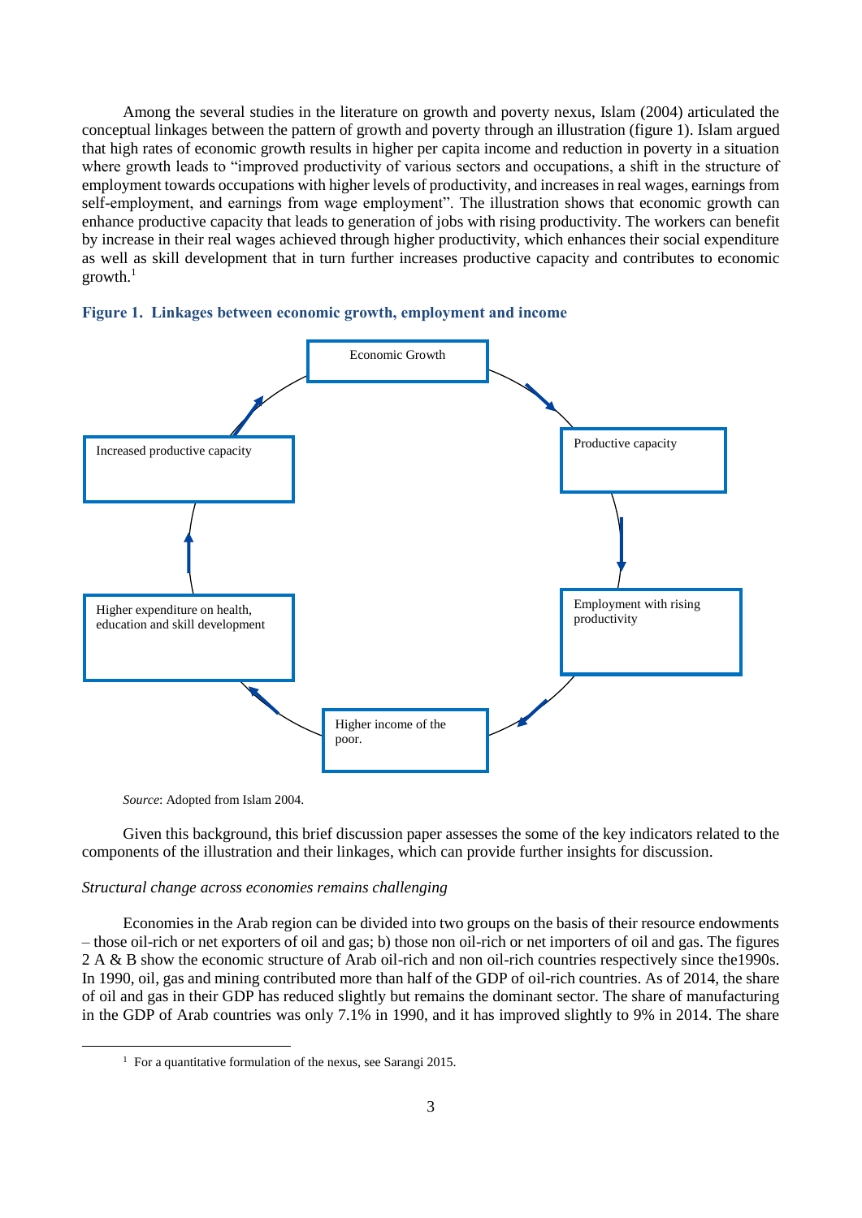Among the several studies in the literature on growth and poverty nexus, Islam (2004) articulated the conceptual linkages between the pattern of growth and poverty through an illustration (figure 1). Islam argued that high rates of economic growth results in higher per capita income and reduction in poverty in a situation where growth leads to "improved productivity of various sectors and occupations, a shift in the structure of employment towards occupations with higher levels of productivity, and increases in real wages, earnings from self-employment, and earnings from wage employment". The illustration shows that economic growth can enhance productive capacity that leads to generation of jobs with rising productivity. The workers can benefit by increase in their real wages achieved through higher productivity, which enhances their social expenditure as well as skill development that in turn further increases productive capacity and contributes to economic growth.[1]

**Figure 1. Linkages between economic growth, employment and income**

Economic Growth → Productive capacity → Employment with rising productivity → Higher income of the poor. → Higher expenditure on health, education and skill development → Increased productive capacity → Economic Growth

*Source*: Adopted from Islam 2004.

Given this background, this brief discussion paper assesses the some of the key indicators related to the components of the illustration and their linkages, which can provide further insights for discussion.

*Structural change across economies remains challenging*

Economies in the Arab region can be divided into two groups on the basis of their resource endowments – those oil-rich or net exporters of oil and gas; b) those non oil-rich or net importers of oil and gas. The figures 2 A & B show the economic structure of Arab oil-rich and non oil-rich countries respectively since the1990s. In 1990, oil, gas and mining contributed more than half of the GDP of oil-rich countries. As of 2014, the share of oil and gas in their GDP has reduced slightly but remains the dominant sector. The share of manufacturing in the GDP of Arab countries was only 7.1% in 1990, and it has improved slightly to 9% in 2014. The share

[1] For a quantitative formulation of the nexus, see Sarangi 2015.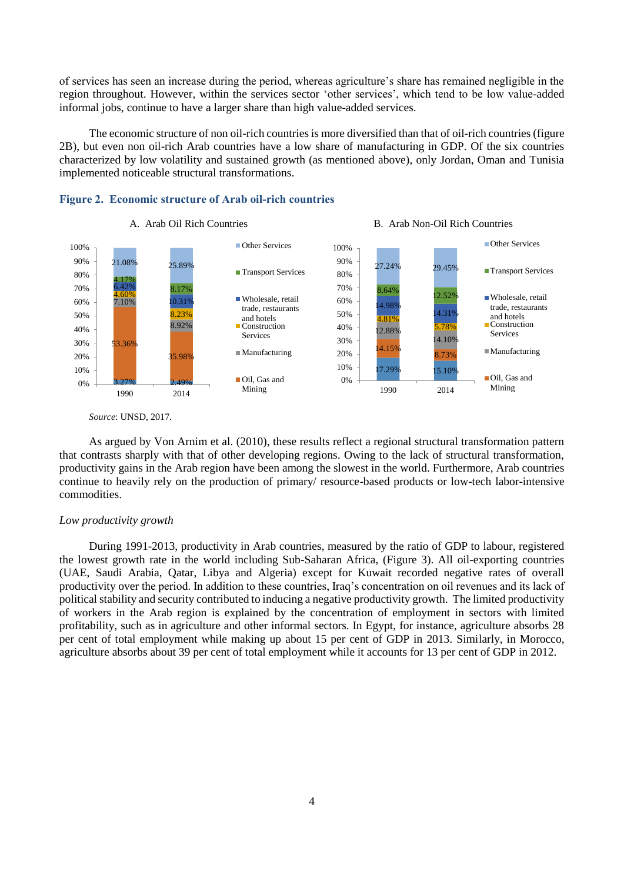of services has seen an increase during the period, whereas agriculture's share has remained negligible in the region throughout. However, within the services sector 'other services', which tend to be low value-added informal jobs, continue to have a larger share than high value-added services.

The economic structure of non oil-rich countries is more diversified than that of oil-rich countries (figure 2B), but even non oil-rich Arab countries have a low share of manufacturing in GDP. Of the six countries characterized by low volatility and sustained growth (as mentioned above), only Jordan, Oman and Tunisia implemented noticeable structural transformations.

**Figure 2. Economic structure of Arab oil-rich countries**

A. Arab Oil Rich Countries

| Sector | 1990 | 2014 |
|---|---|---|
| Other Services | 21.08% | 25.89% |
| Transport Services | 4.17% | 8.17% |
| Wholesale, retail trade, restaurants and hotels | 6.42% | 10.31% |
| Construction Services | 4.60% | 8.23% |
| Manufacturing | 7.10% | 8.92% |
| Oil, Gas and Mining | 53.36% | 35.98% |
| (bottom segment) | 3.27% | 2.49% |

B. Arab Non-Oil Rich Countries

| Sector | 1990 | 2014 |
|---|---|---|
| Other Services | 27.24% | 29.45% |
| Transport Services | 8.64% | 12.52% |
| Wholesale, retail trade, restaurants and hotels | 14.98% | 14.31% |
| Construction Services | 4.81% | 5.78% |
| Manufacturing | 12.88% | 14.10% |
| Oil, Gas and Mining | 14.15% | 8.73% |
| (bottom segment) | 17.29% | 15.10% |

*Source*: UNSD, 2017.

As argued by Von Arnim et al. (2010), these results reflect a regional structural transformation pattern that contrasts sharply with that of other developing regions. Owing to the lack of structural transformation, productivity gains in the Arab region have been among the slowest in the world. Furthermore, Arab countries continue to heavily rely on the production of primary/ resource-based products or low-tech labor-intensive commodities.

*Low productivity growth*

During 1991-2013, productivity in Arab countries, measured by the ratio of GDP to labour, registered the lowest growth rate in the world including Sub-Saharan Africa, (Figure 3). All oil-exporting countries (UAE, Saudi Arabia, Qatar, Libya and Algeria) except for Kuwait recorded negative rates of overall productivity over the period. In addition to these countries, Iraq's concentration on oil revenues and its lack of political stability and security contributed to inducing a negative productivity growth. The limited productivity of workers in the Arab region is explained by the concentration of employment in sectors with limited profitability, such as in agriculture and other informal sectors. In Egypt, for instance, agriculture absorbs 28 per cent of total employment while making up about 15 per cent of GDP in 2013. Similarly, in Morocco, agriculture absorbs about 39 per cent of total employment while it accounts for 13 per cent of GDP in 2012.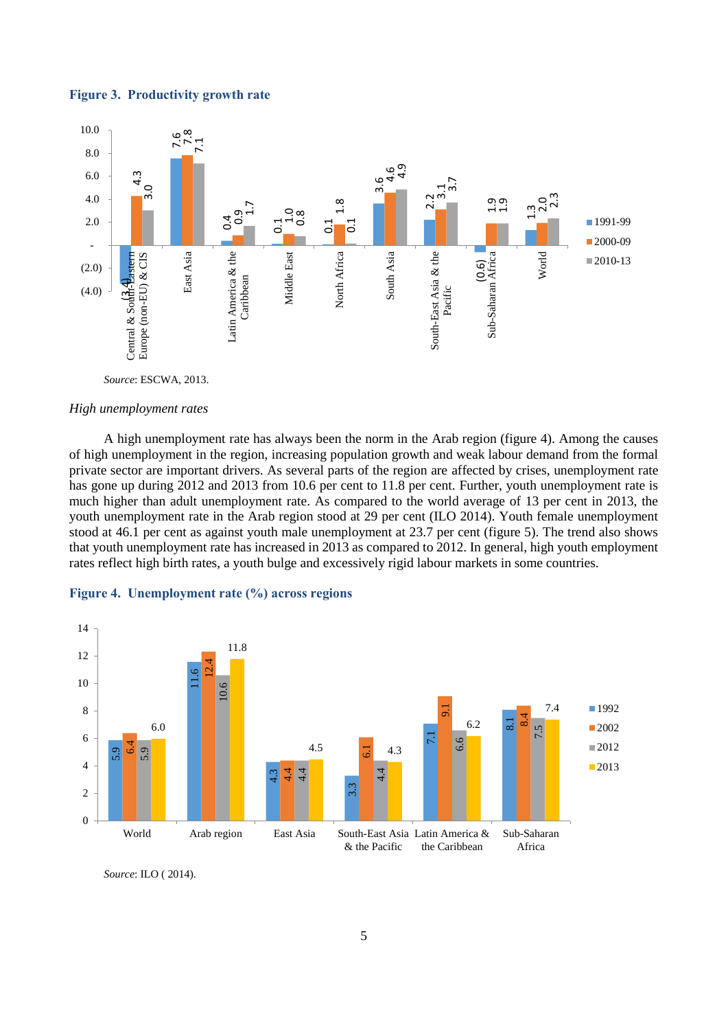**Figure 3. Productivity growth rate**

| Region | 1991-99 | 2000-09 | 2010-13 |
|---|---|---|---|
| Central & South-Eastern Europe (non-EU) & CIS | (3.4) | 4.3 | 3.0 |
| East Asia | 7.6 | 7.8 | 7.1 |
| Latin America & the Caribbean | 0.4 | 0.9 | 1.7 |
| Middle East | 0.1 | 1.0 | 0.8 |
| North Africa | 0.1 | 1.8 | 0.1 |
| South Asia | 3.6 | 4.6 | 4.9 |
| South-East Asia & the Pacific | 2.2 | 3.1 | 3.7 |
| Sub-Saharan Africa | (0.6) | 1.9 | 1.9 |
| World | 1.3 | 2.0 | 2.3 |

*Source*: ESCWA, 2013.

*High unemployment rates*

A high unemployment rate has always been the norm in the Arab region (figure 4). Among the causes of high unemployment in the region, increasing population growth and weak labour demand from the formal private sector are important drivers. As several parts of the region are affected by crises, unemployment rate has gone up during 2012 and 2013 from 10.6 per cent to 11.8 per cent. Further, youth unemployment rate is much higher than adult unemployment rate. As compared to the world average of 13 per cent in 2013, the youth unemployment rate in the Arab region stood at 29 per cent (ILO 2014). Youth female unemployment stood at 46.1 per cent as against youth male unemployment at 23.7 per cent (figure 5). The trend also shows that youth unemployment rate has increased in 2013 as compared to 2012. In general, high youth employment rates reflect high birth rates, a youth bulge and excessively rigid labour markets in some countries.

**Figure 4. Unemployment rate (%) across regions**

| Region | 1992 | 2002 | 2012 | 2013 |
|---|---|---|---|---|
| World | 5.9 | 6.4 | 5.9 | 6.0 |
| Arab region | 11.6 | 12.4 | 10.6 | 11.8 |
| East Asia | 4.3 | 4.4 | 4.4 | 4.5 |
| South-East Asia & the Pacific | 3.3 | 6.1 | 4.4 | 4.3 |
| Latin America & the Caribbean | 7.1 | 9.1 | 6.6 | 6.2 |
| Sub-Saharan Africa | 8.1 | 8.4 | 7.5 | 7.4 |

*Source*: ILO ( 2014).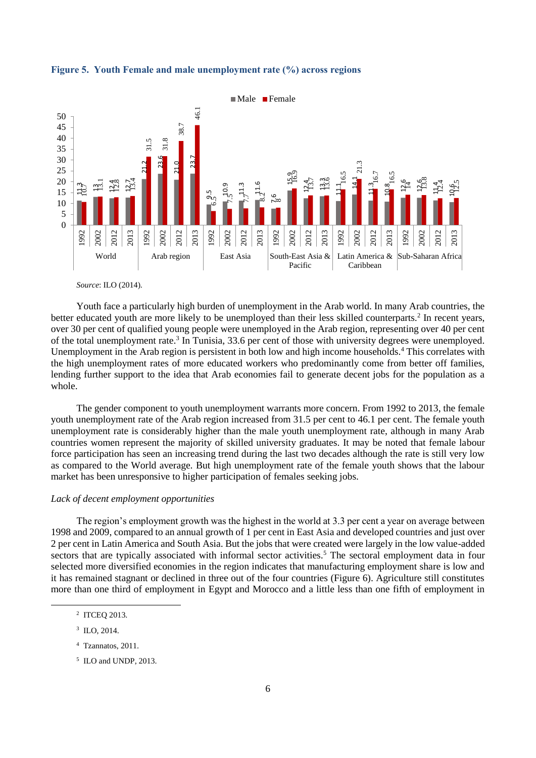**Figure 5. Youth Female and male unemployment rate (%) across regions**

| Region | Year | Male | Female |
|---|---|---|---|
| World | 1992 | 11.3 | 10.7 |
| | 2002 | 13 | 13.1 |
| | 2012 | 12.4 | 12.8 |
| | 2013 | 12.7 | 13.4 |
| Arab region | 1992 | 21.2 | 31.5 |
| | 2002 | 23.6 | 31.8 |
| | 2012 | 21.0 | 38.7 |
| | 2013 | 23.7 | 46.1 |
| East Asia | 1992 | 9.5 | 6.5 |
| | 2002 | 10.9 | 7.5 |
| | 2012 | 11.3 | 7.7 |
| | 2013 | 11.6 | 8.2 |
| South-East Asia & Pacific | 1992 | 7.6 | 8 |
| | 2002 | 15.9 | 16.9 |
| | 2012 | 12.4 | 13.7 |
| | 2013 | 13.3 | 13.6 |
| Latin America & Caribbean | 1992 | 11.1 | 16.5 |
| | 2002 | 14.1 | 21.3 |
| | 2012 | 11.3 | 16.7 |
| | 2013 | 10.8 | 16.5 |
| Sub-Saharan Africa | 1992 | 12.6 | 14 |
| | 2002 | 12.6 | 13.8 |
| | 2012 | 11.4 | 12.4 |
| | 2013 | 10.6 | 12.5 |

*Source*: ILO (2014).

Youth face a particularly high burden of unemployment in the Arab world. In many Arab countries, the better educated youth are more likely to be unemployed than their less skilled counterparts.[2] In recent years, over 30 per cent of qualified young people were unemployed in the Arab region, representing over 40 per cent of the total unemployment rate.[3] In Tunisia, 33.6 per cent of those with university degrees were unemployed. Unemployment in the Arab region is persistent in both low and high income households.[4] This correlates with the high unemployment rates of more educated workers who predominantly come from better off families, lending further support to the idea that Arab economies fail to generate decent jobs for the population as a whole.

The gender component to youth unemployment warrants more concern. From 1992 to 2013, the female youth unemployment rate of the Arab region increased from 31.5 per cent to 46.1 per cent. The female youth unemployment rate is considerably higher than the male youth unemployment rate, although in many Arab countries women represent the majority of skilled university graduates. It may be noted that female labour force participation has seen an increasing trend during the last two decades although the rate is still very low as compared to the World average. But high unemployment rate of the female youth shows that the labour market has been unresponsive to higher participation of females seeking jobs.

*Lack of decent employment opportunities*

The region's employment growth was the highest in the world at 3.3 per cent a year on average between 1998 and 2009, compared to an annual growth of 1 per cent in East Asia and developed countries and just over 2 per cent in Latin America and South Asia. But the jobs that were created were largely in the low value-added sectors that are typically associated with informal sector activities.[5] The sectoral employment data in four selected more diversified economies in the region indicates that manufacturing employment share is low and it has remained stagnant or declined in three out of the four countries (Figure 6). Agriculture still constitutes more than one third of employment in Egypt and Morocco and a little less than one fifth of employment in

---

[2] ITCEQ 2013.

[3] ILO, 2014.

[4] Tzannatos, 2011.

[5] ILO and UNDP, 2013.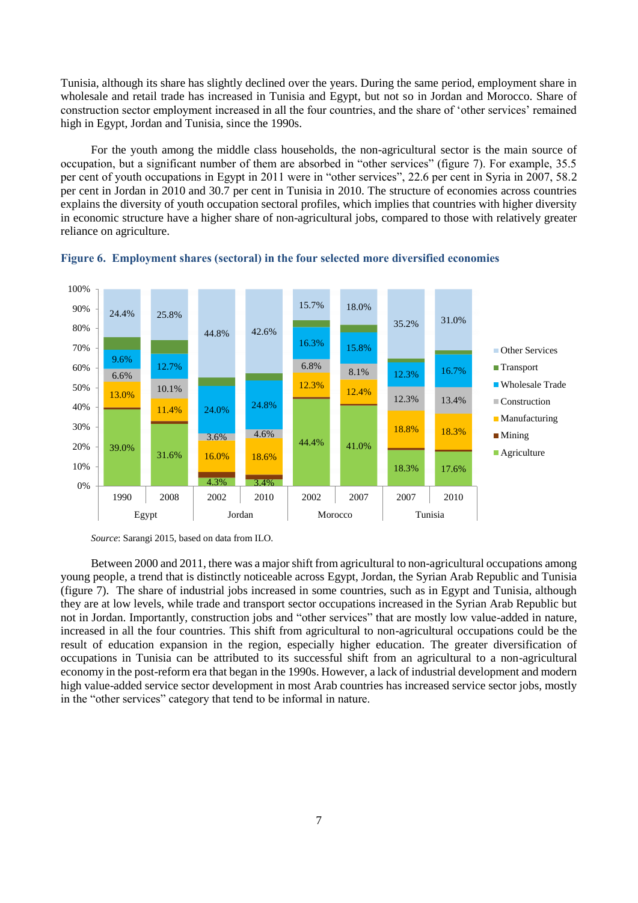Tunisia, although its share has slightly declined over the years. During the same period, employment share in wholesale and retail trade has increased in Tunisia and Egypt, but not so in Jordan and Morocco. Share of construction sector employment increased in all the four countries, and the share of 'other services' remained high in Egypt, Jordan and Tunisia, since the 1990s.

For the youth among the middle class households, the non-agricultural sector is the main source of occupation, but a significant number of them are absorbed in "other services" (figure 7). For example, 35.5 per cent of youth occupations in Egypt in 2011 were in "other services", 22.6 per cent in Syria in 2007, 58.2 per cent in Jordan in 2010 and 30.7 per cent in Tunisia in 2010. The structure of economies across countries explains the diversity of youth occupation sectoral profiles, which implies that countries with higher diversity in economic structure have a higher share of non-agricultural jobs, compared to those with relatively greater reliance on agriculture.

**Figure 6. Employment shares (sectoral) in the four selected more diversified economies**

| Sector | Egypt 1990 | Egypt 2008 | Jordan 2002 | Jordan 2010 | Morocco 2002 | Morocco 2007 | Tunisia 2007 | Tunisia 2010 |
|---|---|---|---|---|---|---|---|---|
| Other Services | 24.4% | 25.8% | 44.8% | 42.6% | 15.7% | 18.0% | 35.2% | 31.0% |
| Transport | | | | | | | | |
| Wholesale Trade | 9.6% | 12.7% | 24.0% | 24.8% | 16.3% | 15.8% | 12.3% | 16.7% |
| Construction | 6.6% | 10.1% | 3.6% | 4.6% | 6.8% | 8.1% | 12.3% | 13.4% |
| Manufacturing | 13.0% | 11.4% | 16.0% | 18.6% | 12.3% | 12.4% | 18.8% | 18.3% |
| Mining | | | | | | | | |
| Agriculture | 39.0% | 31.6% | 4.3% | 3.4% | 44.4% | 41.0% | 18.3% | 17.6% |

*Source*: Sarangi 2015, based on data from ILO.

Between 2000 and 2011, there was a major shift from agricultural to non-agricultural occupations among young people, a trend that is distinctly noticeable across Egypt, Jordan, the Syrian Arab Republic and Tunisia (figure 7). The share of industrial jobs increased in some countries, such as in Egypt and Tunisia, although they are at low levels, while trade and transport sector occupations increased in the Syrian Arab Republic but not in Jordan. Importantly, construction jobs and "other services" that are mostly low value-added in nature, increased in all the four countries. This shift from agricultural to non-agricultural occupations could be the result of education expansion in the region, especially higher education. The greater diversification of occupations in Tunisia can be attributed to its successful shift from an agricultural to a non-agricultural economy in the post-reform era that began in the 1990s. However, a lack of industrial development and modern high value-added service sector development in most Arab countries has increased service sector jobs, mostly in the "other services" category that tend to be informal in nature.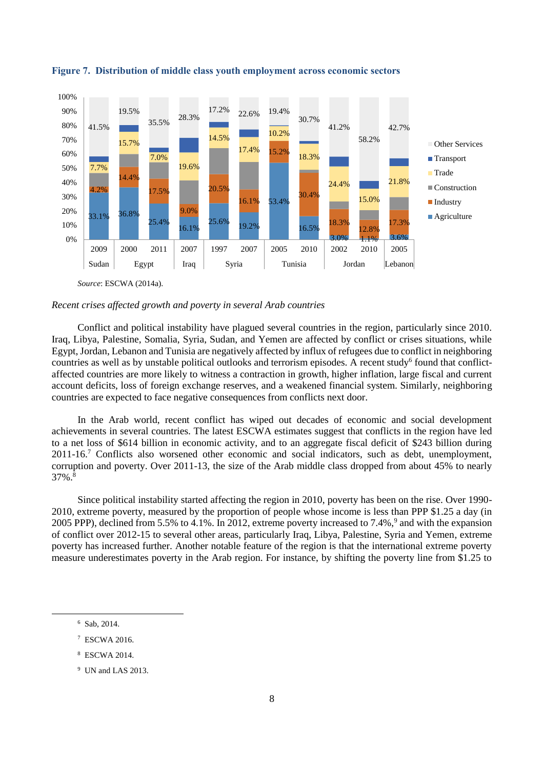**Figure 7. Distribution of middle class youth employment across economic sectors**

*Source*: ESCWA (2014a).

*Recent crises affected growth and poverty in several Arab countries*

Conflict and political instability have plagued several countries in the region, particularly since 2010. Iraq, Libya, Palestine, Somalia, Syria, Sudan, and Yemen are affected by conflict or crises situations, while Egypt, Jordan, Lebanon and Tunisia are negatively affected by influx of refugees due to conflict in neighboring countries as well as by unstable political outlooks and terrorism episodes. A recent study[6] found that conflict-affected countries are more likely to witness a contraction in growth, higher inflation, large fiscal and current account deficits, loss of foreign exchange reserves, and a weakened financial system. Similarly, neighboring countries are expected to face negative consequences from conflicts next door.

In the Arab world, recent conflict has wiped out decades of economic and social development achievements in several countries. The latest ESCWA estimates suggest that conflicts in the region have led to a net loss of $614 billion in economic activity, and to an aggregate fiscal deficit of $243 billion during 2011-16.[7] Conflicts also worsened other economic and social indicators, such as debt, unemployment, corruption and poverty. Over 2011-13, the size of the Arab middle class dropped from about 45% to nearly 37%.[8]

Since political instability started affecting the region in 2010, poverty has been on the rise. Over 1990-2010, extreme poverty, measured by the proportion of people whose income is less than PPP $1.25 a day (in 2005 PPP), declined from 5.5% to 4.1%. In 2012, extreme poverty increased to 7.4%,[9] and with the expansion of conflict over 2012-15 to several other areas, particularly Iraq, Libya, Palestine, Syria and Yemen, extreme poverty has increased further. Another notable feature of the region is that the international extreme poverty measure underestimates poverty in the Arab region. For instance, by shifting the poverty line from $1.25 to

---

[6] Sab, 2014.

[7] ESCWA 2016.

[8] ESCWA 2014.

[9] UN and LAS 2013.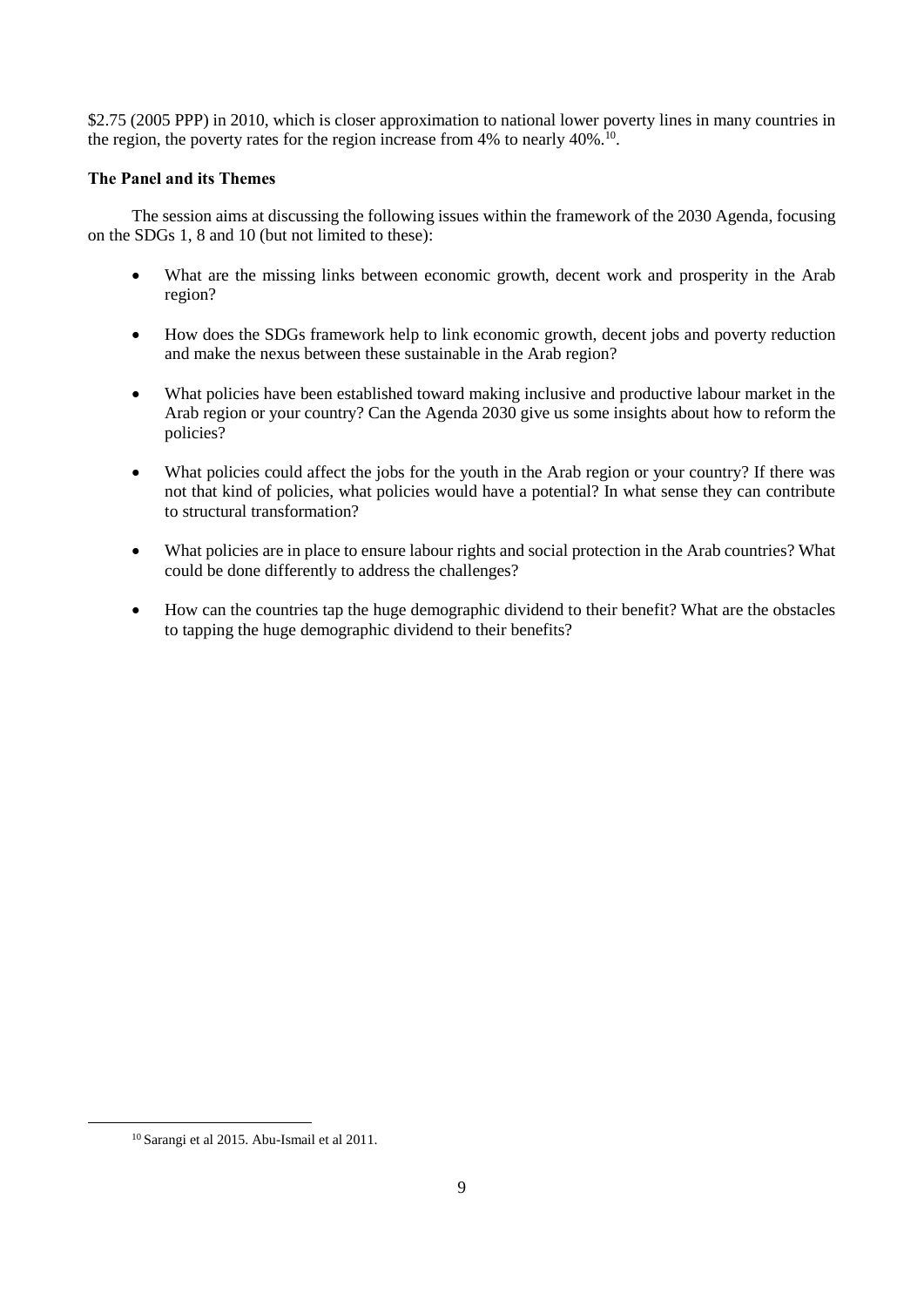\$2.75 (2005 PPP) in 2010, which is closer approximation to national lower poverty lines in many countries in the region, the poverty rates for the region increase from 4% to nearly 40%.[10].

**The Panel and its Themes**

The session aims at discussing the following issues within the framework of the 2030 Agenda, focusing on the SDGs 1, 8 and 10 (but not limited to these):

- What are the missing links between economic growth, decent work and prosperity in the Arab region?
- How does the SDGs framework help to link economic growth, decent jobs and poverty reduction and make the nexus between these sustainable in the Arab region?
- What policies have been established toward making inclusive and productive labour market in the Arab region or your country? Can the Agenda 2030 give us some insights about how to reform the policies?
- What policies could affect the jobs for the youth in the Arab region or your country? If there was not that kind of policies, what policies would have a potential? In what sense they can contribute to structural transformation?
- What policies are in place to ensure labour rights and social protection in the Arab countries? What could be done differently to address the challenges?
- How can the countries tap the huge demographic dividend to their benefit? What are the obstacles to tapping the huge demographic dividend to their benefits?

[10] Sarangi et al 2015. Abu-Ismail et al 2011.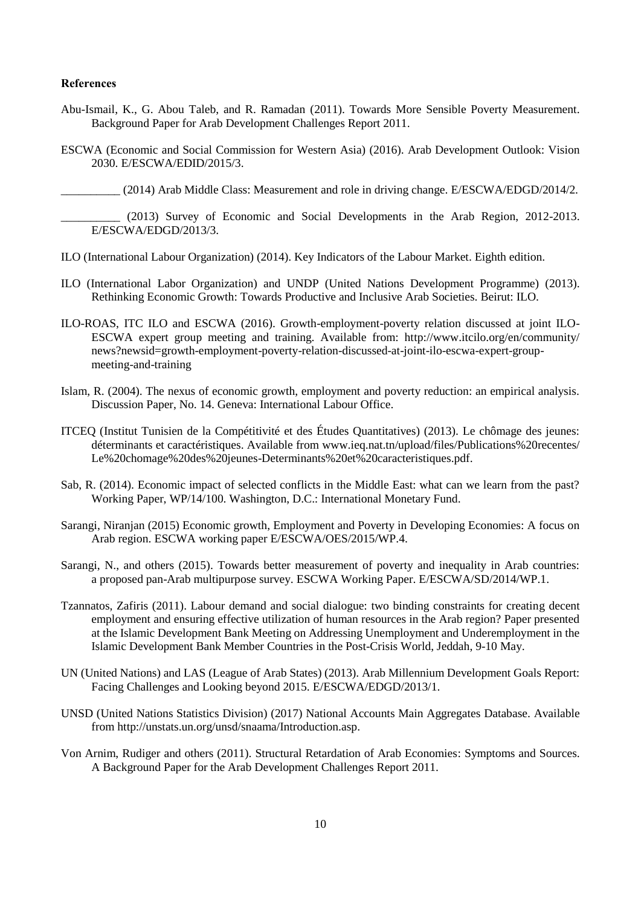**References**

Abu-Ismail, K., G. Abou Taleb, and R. Ramadan (2011). Towards More Sensible Poverty Measurement. Background Paper for Arab Development Challenges Report 2011.

ESCWA (Economic and Social Commission for Western Asia) (2016). Arab Development Outlook: Vision 2030. E/ESCWA/EDID/2015/3.

__________ (2014) Arab Middle Class: Measurement and role in driving change. E/ESCWA/EDGD/2014/2.

__________ (2013) Survey of Economic and Social Developments in the Arab Region, 2012-2013. E/ESCWA/EDGD/2013/3.

ILO (International Labour Organization) (2014). Key Indicators of the Labour Market. Eighth edition.

ILO (International Labor Organization) and UNDP (United Nations Development Programme) (2013). Rethinking Economic Growth: Towards Productive and Inclusive Arab Societies. Beirut: ILO.

ILO-ROAS, ITC ILO and ESCWA (2016). Growth-employment-poverty relation discussed at joint ILO-ESCWA expert group meeting and training. Available from: http://www.itcilo.org/en/community/news?newsid=growth-employment-poverty-relation-discussed-at-joint-ilo-escwa-expert-group-meeting-and-training

Islam, R. (2004). The nexus of economic growth, employment and poverty reduction: an empirical analysis. Discussion Paper, No. 14. Geneva: International Labour Office.

ITCEQ (Institut Tunisien de la Compétitivité et des Études Quantitatives) (2013). Le chômage des jeunes: déterminants et caractéristiques. Available from www.ieq.nat.tn/upload/files/Publications%20recentes/Le%20chomage%20des%20jeunes-Determinants%20et%20caracteristiques.pdf.

Sab, R. (2014). Economic impact of selected conflicts in the Middle East: what can we learn from the past? Working Paper, WP/14/100. Washington, D.C.: International Monetary Fund.

Sarangi, Niranjan (2015) Economic growth, Employment and Poverty in Developing Economies: A focus on Arab region. ESCWA working paper E/ESCWA/OES/2015/WP.4.

Sarangi, N., and others (2015). Towards better measurement of poverty and inequality in Arab countries: a proposed pan-Arab multipurpose survey. ESCWA Working Paper. E/ESCWA/SD/2014/WP.1.

Tzannatos, Zafiris (2011). Labour demand and social dialogue: two binding constraints for creating decent employment and ensuring effective utilization of human resources in the Arab region? Paper presented at the Islamic Development Bank Meeting on Addressing Unemployment and Underemployment in the Islamic Development Bank Member Countries in the Post-Crisis World, Jeddah, 9-10 May.

UN (United Nations) and LAS (League of Arab States) (2013). Arab Millennium Development Goals Report: Facing Challenges and Looking beyond 2015. E/ESCWA/EDGD/2013/1.

UNSD (United Nations Statistics Division) (2017) National Accounts Main Aggregates Database. Available from http://unstats.un.org/unsd/snaama/Introduction.asp.

Von Arnim, Rudiger and others (2011). Structural Retardation of Arab Economies: Symptoms and Sources. A Background Paper for the Arab Development Challenges Report 2011.